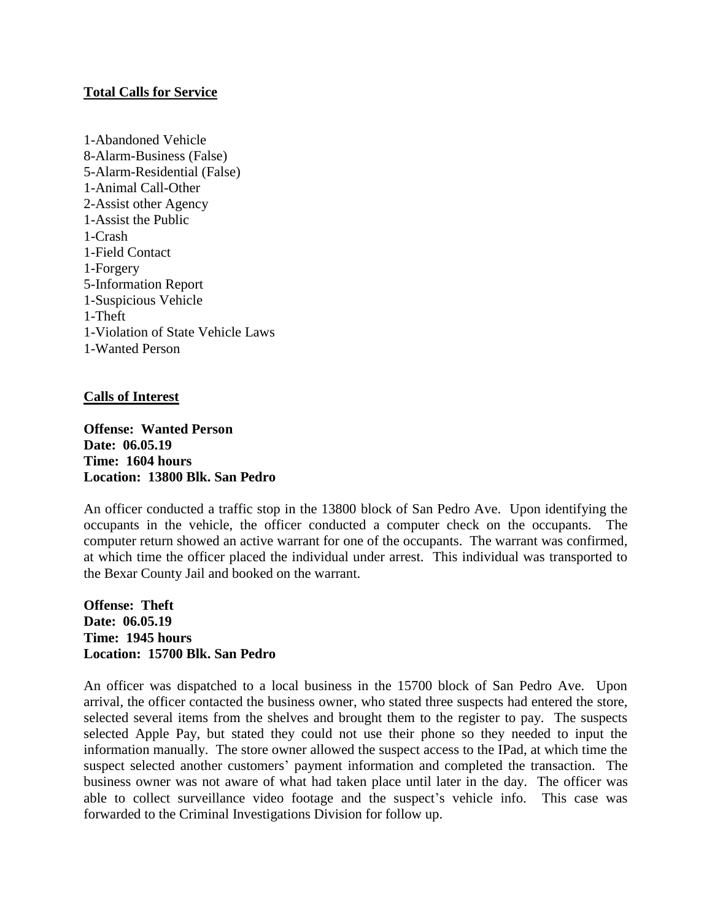## Total Calls for Service

1-Abandoned Vehicle
8-Alarm-Business (False)
5-Alarm-Residential (False)
1-Animal Call-Other
2-Assist other Agency
1-Assist the Public
1-Crash
1-Field Contact
1-Forgery
5-Information Report
1-Suspicious Vehicle
1-Theft
1-Violation of State Vehicle Laws
1-Wanted Person

## Calls of Interest

**Offense: Wanted Person**
**Date: 06.05.19**
**Time: 1604 hours**
**Location: 13800 Blk. San Pedro**

An officer conducted a traffic stop in the 13800 block of San Pedro Ave. Upon identifying the occupants in the vehicle, the officer conducted a computer check on the occupants. The computer return showed an active warrant for one of the occupants. The warrant was confirmed, at which time the officer placed the individual under arrest. This individual was transported to the Bexar County Jail and booked on the warrant.

**Offense: Theft**
**Date: 06.05.19**
**Time: 1945 hours**
**Location: 15700 Blk. San Pedro**

An officer was dispatched to a local business in the 15700 block of San Pedro Ave. Upon arrival, the officer contacted the business owner, who stated three suspects had entered the store, selected several items from the shelves and brought them to the register to pay. The suspects selected Apple Pay, but stated they could not use their phone so they needed to input the information manually. The store owner allowed the suspect access to the IPad, at which time the suspect selected another customers' payment information and completed the transaction. The business owner was not aware of what had taken place until later in the day. The officer was able to collect surveillance video footage and the suspect's vehicle info. This case was forwarded to the Criminal Investigations Division for follow up.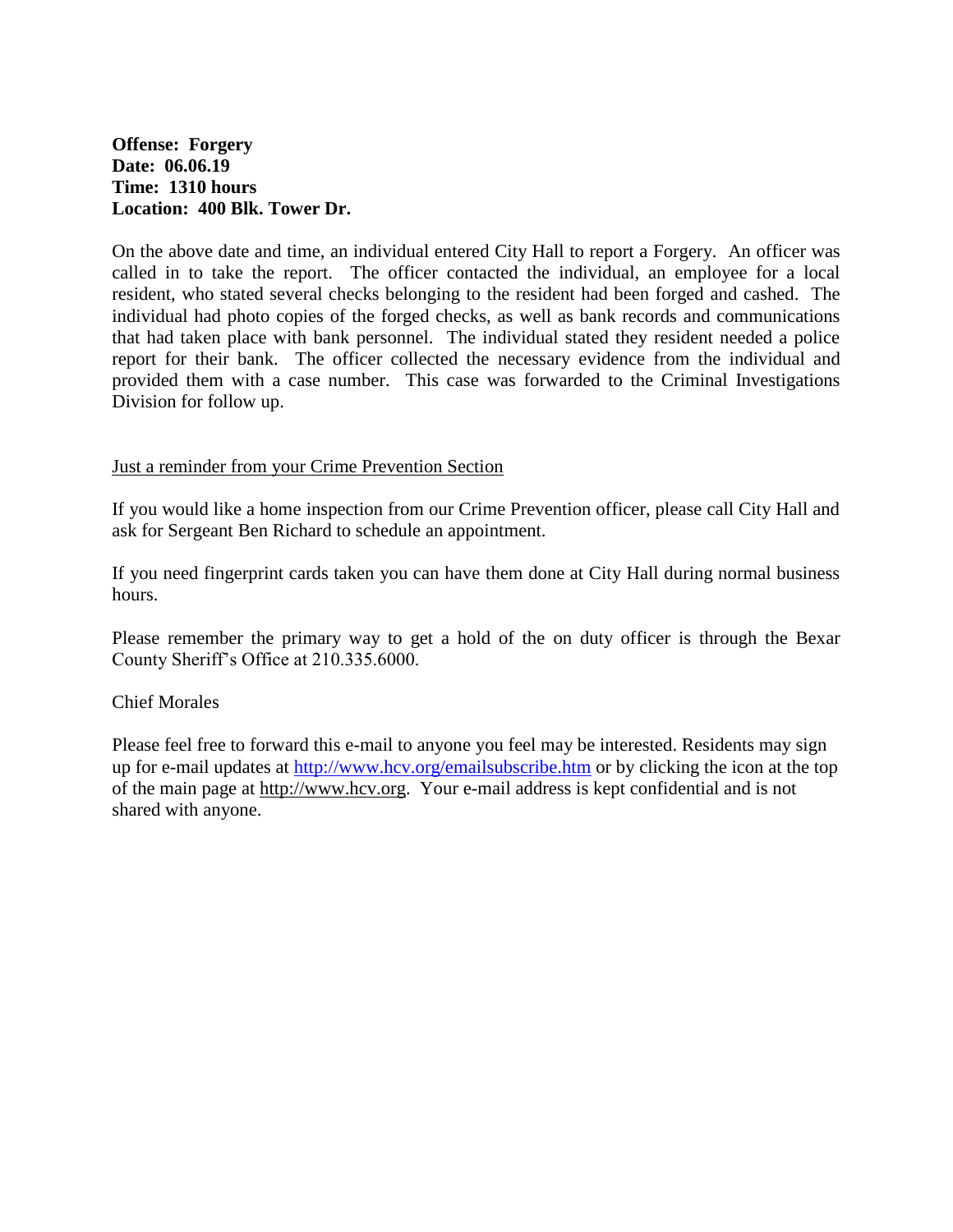**Offense: Forgery**
**Date: 06.06.19**
**Time: 1310 hours**
**Location: 400 Blk. Tower Dr.**

On the above date and time, an individual entered City Hall to report a Forgery. An officer was called in to take the report. The officer contacted the individual, an employee for a local resident, who stated several checks belonging to the resident had been forged and cashed. The individual had photo copies of the forged checks, as well as bank records and communications that had taken place with bank personnel. The individual stated they resident needed a police report for their bank. The officer collected the necessary evidence from the individual and provided them with a case number. This case was forwarded to the Criminal Investigations Division for follow up.

Just a reminder from your Crime Prevention Section

If you would like a home inspection from our Crime Prevention officer, please call City Hall and ask for Sergeant Ben Richard to schedule an appointment.

If you need fingerprint cards taken you can have them done at City Hall during normal business hours.

Please remember the primary way to get a hold of the on duty officer is through the Bexar County Sheriff's Office at 210.335.6000.

Chief Morales

Please feel free to forward this e-mail to anyone you feel may be interested. Residents may sign up for e-mail updates at http://www.hcv.org/emailsubscribe.htm or by clicking the icon at the top of the main page at http://www.hcv.org. Your e-mail address is kept confidential and is not shared with anyone.